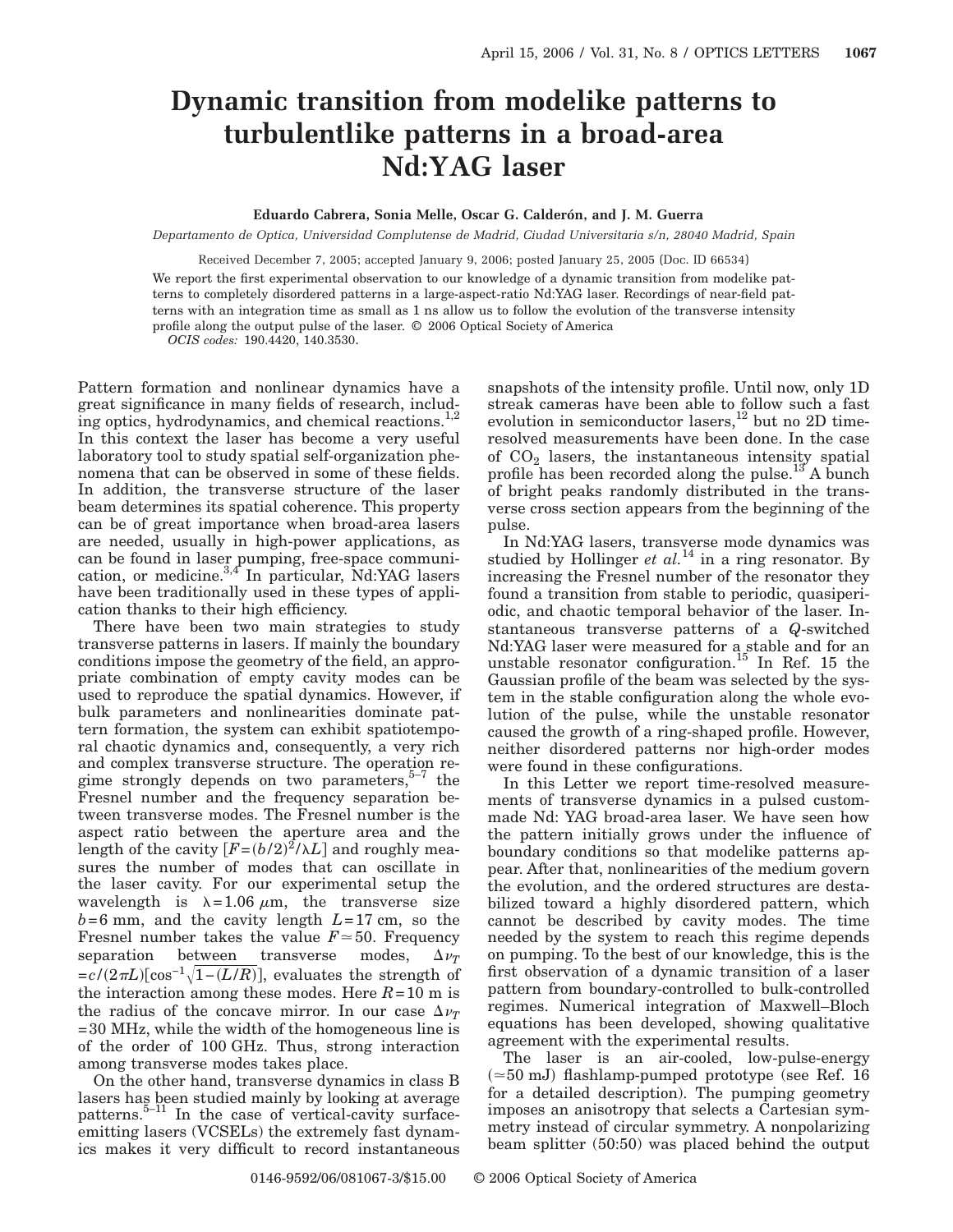# Dynamic transition from modelike patterns to turbulentlike patterns in a broad-area Nd:YAG laser

**Eduardo Cabrera, Sonia Melle, Oscar G. Calderón, and J. M. Guerra**

*Departamento de Optica, Universidad Complutense de Madrid, Ciudad Universitaria s/n, 28040 Madrid, Spain*

Received December 7, 2005; accepted January 9, 2006; posted January 25, 2005 (Doc. ID 66534)

We report the first experimental observation to our knowledge of a dynamic transition from modelike patterns to completely disordered patterns in a large-aspect-ratio Nd:YAG laser. Recordings of near-field patterns with an integration time as small as 1 ns allow us to follow the evolution of the transverse intensity profile along the output pulse of the laser. © 2006 Optical Society of America

*OCIS codes:* 190.4420, 140.3530.

Pattern formation and nonlinear dynamics have a great significance in many fields of research, including optics, hydrodynamics, and chemical reactions.[1,2] In this context the laser has become a very useful laboratory tool to study spatial self-organization phenomena that can be observed in some of these fields. In addition, the transverse structure of the laser beam determines its spatial coherence. This property can be of great importance when broad-area lasers are needed, usually in high-power applications, as can be found in laser pumping, free-space communication, or medicine.[3,4] In particular, Nd:YAG lasers have been traditionally used in these types of application thanks to their high efficiency.

There have been two main strategies to study transverse patterns in lasers. If mainly the boundary conditions impose the geometry of the field, an appropriate combination of empty cavity modes can be used to reproduce the spatial dynamics. However, if bulk parameters and nonlinearities dominate pattern formation, the system can exhibit spatiotemporal chaotic dynamics and, consequently, a very rich and complex transverse structure. The operation regime strongly depends on two parameters,[5–7] the Fresnel number and the frequency separation between transverse modes. The Fresnel number is the aspect ratio between the aperture area and the length of the cavity $[F=(b/2)^2/\lambda L]$ and roughly measures the number of modes that can oscillate in the laser cavity. For our experimental setup the wavelength is $\lambda = 1.06\ \mu$m, the transverse size $b = 6$ mm, and the cavity length $L = 17$ cm, so the Fresnel number takes the value $F \simeq 50$. Frequency separation between transverse modes, $\Delta\nu_T = c/(2\pi L)[\cos^{-1}\sqrt{1-(L/R)}]$, evaluates the strength of the interaction among these modes. Here $R = 10$ m is the radius of the concave mirror. In our case $\Delta\nu_T = 30$ MHz, while the width of the homogeneous line is of the order of 100 GHz. Thus, strong interaction among transverse modes takes place.

On the other hand, transverse dynamics in class B lasers has been studied mainly by looking at average patterns.[5–11] In the case of vertical-cavity surface-emitting lasers (VCSELs) the extremely fast dynamics makes it very difficult to record instantaneous snapshots of the intensity profile. Until now, only 1D streak cameras have been able to follow such a fast evolution in semiconductor lasers,[12] but no 2D time-resolved measurements have been done. In the case of $CO_2$ lasers, the instantaneous intensity spatial profile has been recorded along the pulse.[13] A bunch of bright peaks randomly distributed in the transverse cross section appears from the beginning of the pulse.

In Nd:YAG lasers, transverse mode dynamics was studied by Hollinger *et al.*[14] in a ring resonator. By increasing the Fresnel number of the resonator they found a transition from stable to periodic, quasiperiodic, and chaotic temporal behavior of the laser. Instantaneous transverse patterns of a *Q*-switched Nd:YAG laser were measured for a stable and for an unstable resonator configuration.[15] In Ref. 15 the Gaussian profile of the beam was selected by the system in the stable configuration along the whole evolution of the pulse, while the unstable resonator caused the growth of a ring-shaped profile. However, neither disordered patterns nor high-order modes were found in these configurations.

In this Letter we report time-resolved measurements of transverse dynamics in a pulsed custom-made Nd: YAG broad-area laser. We have seen how the pattern initially grows under the influence of boundary conditions so that modelike patterns appear. After that, nonlinearities of the medium govern the evolution, and the ordered structures are destabilized toward a highly disordered pattern, which cannot be described by cavity modes. The time needed by the system to reach this regime depends on pumping. To the best of our knowledge, this is the first observation of a dynamic transition of a laser pattern from boundary-controlled to bulk-controlled regimes. Numerical integration of Maxwell–Bloch equations has been developed, showing qualitative agreement with the experimental results.

The laser is an air-cooled, low-pulse-energy ($\simeq 50$ mJ) flashlamp-pumped prototype (see Ref. 16 for a detailed description). The pumping geometry imposes an anisotropy that selects a Cartesian symmetry instead of circular symmetry. A nonpolarizing beam splitter (50:50) was placed behind the output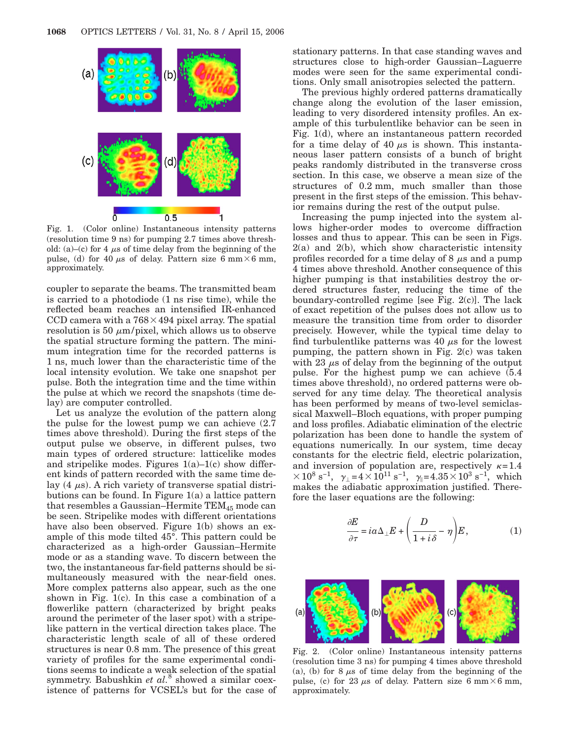Fig. 1. (Color online) Instantaneous intensity patterns (resolution time 9 ns) for pumping 2.7 times above threshold: (a)–(c) for 4 $\mu$s of time delay from the beginning of the pulse, (d) for 40 $\mu$s of delay. Pattern size 6 mm × 6 mm, approximately.

coupler to separate the beams. The transmitted beam is carried to a photodiode (1 ns rise time), while the reflected beam reaches an intensified IR-enhanced CCD camera with a 768 × 494 pixel array. The spatial resolution is 50 $\mu$m/pixel, which allows us to observe the spatial structure forming the pattern. The minimum integration time for the recorded patterns is 1 ns, much lower than the characteristic time of the local intensity evolution. We take one snapshot per pulse. Both the integration time and the time within the pulse at which we record the snapshots (time delay) are computer controlled.

Let us analyze the evolution of the pattern along the pulse for the lowest pump we can achieve (2.7 times above threshold). During the first steps of the output pulse we observe, in different pulses, two main types of ordered structure: latticelike modes and stripelike modes. Figures 1(a)–1(c) show different kinds of pattern recorded with the same time delay (4 $\mu$s). A rich variety of transverse spatial distributions can be found. In Figure 1(a) a lattice pattern that resembles a Gaussian–Hermite $TEM_{45}$ mode can be seen. Stripelike modes with different orientations have also been observed. Figure 1(b) shows an example of this mode tilted 45°. This pattern could be characterized as a high-order Gaussian–Hermite mode or as a standing wave. To discern between the two, the instantaneous far-field patterns should be simultaneously measured with the near-field ones. More complex patterns also appear, such as the one shown in Fig. 1(c). In this case a combination of a flowerlike pattern (characterized by bright peaks around the perimeter of the laser spot) with a stripelike pattern in the vertical direction takes place. The characteristic length scale of all of these ordered structures is near 0.8 mm. The presence of this great variety of profiles for the same experimental conditions seems to indicate a weak selection of the spatial symmetry. Babushkin *et al.*[8] showed a similar coexistence of patterns for VCSEL's but for the case of stationary patterns. In that case standing waves and structures close to high-order Gaussian–Laguerre modes were seen for the same experimental conditions. Only small anisotropies selected the pattern.

The previous highly ordered patterns dramatically change along the evolution of the laser emission, leading to very disordered intensity profiles. An example of this turbulentlike behavior can be seen in Fig. 1(d), where an instantaneous pattern recorded for a time delay of 40 $\mu$s is shown. This instantaneous laser pattern consists of a bunch of bright peaks randomly distributed in the transverse cross section. In this case, we observe a mean size of the structures of 0.2 mm, much smaller than those present in the first steps of the emission. This behavior remains during the rest of the output pulse.

Increasing the pump injected into the system allows higher-order modes to overcome diffraction losses and thus to appear. This can be seen in Figs. 2(a) and 2(b), which show characteristic intensity profiles recorded for a time delay of 8 $\mu$s and a pump 4 times above threshold. Another consequence of this higher pumping is that instabilities destroy the ordered structures faster, reducing the time of the boundary-controlled regime [see Fig. 2(c)]. The lack of exact repetition of the pulses does not allow us to measure the transition time from order to disorder precisely. However, while the typical time delay to find turbulentlike patterns was 40 $\mu$s for the lowest pumping, the pattern shown in Fig. 2(c) was taken with 23 $\mu$s of delay from the beginning of the output pulse. For the highest pump we can achieve (5.4 times above threshold), no ordered patterns were observed for any time delay. The theoretical analysis has been performed by means of two-level semiclassical Maxwell–Bloch equations, with proper pumping and loss profiles. Adiabatic elimination of the electric polarization has been done to handle the system of equations numerically. In our system, time decay constants for the electric field, electric polarization, and inversion of population are, respectively $\kappa = 1.4 \times 10^8\ \mathrm{s}^{-1}$, $\gamma_{\perp} = 4 \times 10^{11}\ \mathrm{s}^{-1}$, $\gamma_{\parallel} = 4.35 \times 10^3\ \mathrm{s}^{-1}$, which makes the adiabatic approximation justified. Therefore the laser equations are the following:

$$\frac{\partial E}{\partial \tau} = i a \Delta_{\perp} E + \left( \frac{D}{1 + i\delta} - \eta \right) E, \tag{1}$$

Fig. 2. (Color online) Instantaneous intensity patterns (resolution time 3 ns) for pumping 4 times above threshold (a), (b) for 8 $\mu$s of time delay from the beginning of the pulse, (c) for 23 $\mu$s of delay. Pattern size 6 mm × 6 mm, approximately.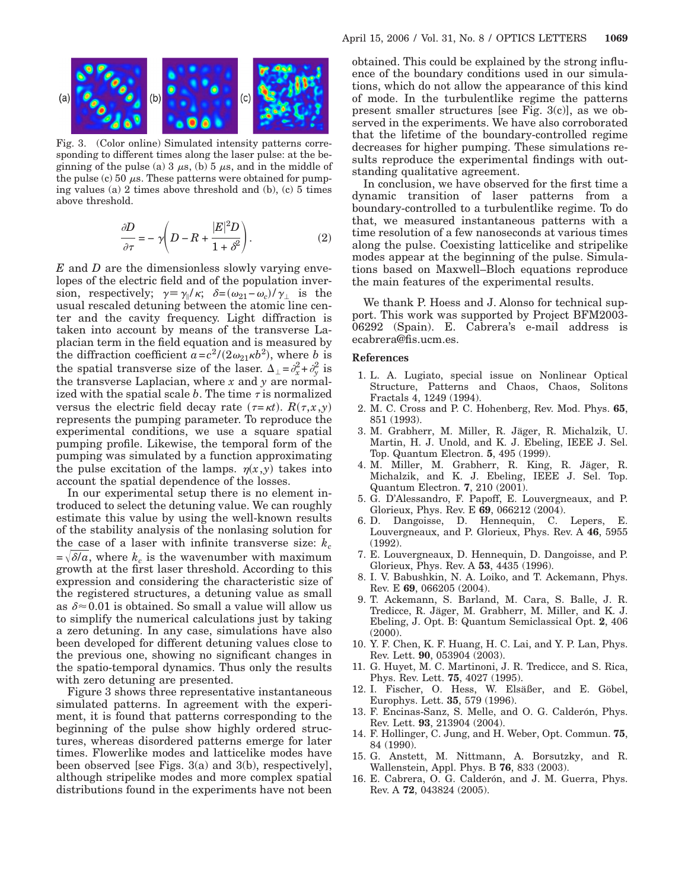(a) (b) (c)

Fig. 3. (Color online) Simulated intensity patterns corresponding to different times along the laser pulse: at the beginning of the pulse (a) 3 μs, (b) 5 μs, and in the middle of the pulse (c) 50 μs. These patterns were obtained for pumping values (a) 2 times above threshold and (b), (c) 5 times above threshold.

$$\frac{\partial D}{\partial \tau} = -\gamma\left(D - R + \frac{|E|^2 D}{1+\delta^2}\right). \qquad (2)$$

$E$ and $D$ are the dimensionless slowly varying envelopes of the electric field and of the population inversion, respectively; $\gamma \equiv \gamma_{\parallel}/\kappa$; $\delta = (\omega_{21} - \omega_c)/\gamma_{\perp}$ is the usual rescaled detuning between the atomic line center and the cavity frequency. Light diffraction is taken into account by means of the transverse Laplacian term in the field equation and is measured by the diffraction coefficient $a = c^2/(2\omega_{21}\kappa b^2)$, where $b$ is the spatial transverse size of the laser. $\Delta_{\perp} = \partial_x^2 + \partial_y^2$ is the transverse Laplacian, where $x$ and $y$ are normalized with the spatial scale $b$. The time $\tau$ is normalized versus the electric field decay rate ($\tau = \kappa t$). $R(\tau, x, y)$ represents the pumping parameter. To reproduce the experimental conditions, we use a square spatial pumping profile. Likewise, the temporal form of the pumping was simulated by a function approximating the pulse excitation of the lamps. $\eta(x,y)$ takes into account the spatial dependence of the losses.

In our experimental setup there is no element introduced to select the detuning value. We can roughly estimate this value by using the well-known results of the stability analysis of the nonlasing solution for the case of a laser with infinite transverse size: $k_c = \sqrt{\delta/a}$, where $k_c$ is the wavenumber with maximum growth at the first laser threshold. According to this expression and considering the characteristic size of the registered structures, a detuning value as small as $\delta \approx 0.01$ is obtained. So small a value will allow us to simplify the numerical calculations just by taking a zero detuning. In any case, simulations have also been developed for different detuning values close to the previous one, showing no significant changes in the spatio-temporal dynamics. Thus only the results with zero detuning are presented.

Figure 3 shows three representative instantaneous simulated patterns. In agreement with the experiment, it is found that patterns corresponding to the beginning of the pulse show highly ordered structures, whereas disordered patterns emerge for later times. Flowerlike modes and latticelike modes have been observed [see Figs. 3(a) and 3(b), respectively], although stripelike modes and more complex spatial distributions found in the experiments have not been obtained. This could be explained by the strong influence of the boundary conditions used in our simulations, which do not allow the appearance of this kind of mode. In the turbulentlike regime the patterns present smaller structures [see Fig. 3(c)], as we observed in the experiments. We have also corroborated that the lifetime of the boundary-controlled regime decreases for higher pumping. These simulations results reproduce the experimental findings with outstanding qualitative agreement.

In conclusion, we have observed for the first time a dynamic transition of laser patterns from a boundary-controlled to a turbulentlike regime. To do that, we measured instantaneous patterns with a time resolution of a few nanoseconds at various times along the pulse. Coexisting latticelike and stripelike modes appear at the beginning of the pulse. Simulations based on Maxwell–Bloch equations reproduce the main features of the experimental results.

We thank P. Hoess and J. Alonso for technical support. This work was supported by Project BFM2003-06292 (Spain). E. Cabrera's e-mail address is ecabrera@fis.ucm.es.

## References

1. L. A. Lugiato, special issue on Nonlinear Optical Structure, Patterns and Chaos, Chaos, Solitons Fractals 4, 1249 (1994).
2. M. C. Cross and P. C. Hohenberg, Rev. Mod. Phys. **65**, 851 (1993).
3. M. Grabherr, M. Miller, R. Jäger, R. Michalzik, U. Martin, H. J. Unold, and K. J. Ebeling, IEEE J. Sel. Top. Quantum Electron. **5**, 495 (1999).
4. M. Miller, M. Grabherr, R. King, R. Jäger, R. Michalzik, and K. J. Ebeling, IEEE J. Sel. Top. Quantum Electron. **7**, 210 (2001).
5. G. D'Alessandro, F. Papoff, E. Louvergneaux, and P. Glorieux, Phys. Rev. E **69**, 066212 (2004).
6. D. Dangoisse, D. Hennequin, C. Lepers, E. Louvergneaux, and P. Glorieux, Phys. Rev. A **46**, 5955 (1992).
7. E. Louvergneaux, D. Hennequin, D. Dangoisse, and P. Glorieux, Phys. Rev. A **53**, 4435 (1996).
8. I. V. Babushkin, N. A. Loiko, and T. Ackemann, Phys. Rev. E **69**, 066205 (2004).
9. T. Ackemann, S. Barland, M. Cara, S. Balle, J. R. Tredicce, R. Jäger, M. Grabherr, M. Miller, and K. J. Ebeling, J. Opt. B: Quantum Semiclassical Opt. **2**, 406 (2000).
10. Y. F. Chen, K. F. Huang, H. C. Lai, and Y. P. Lan, Phys. Rev. Lett. **90**, 053904 (2003).
11. G. Huyet, M. C. Martinoni, J. R. Tredicce, and S. Rica, Phys. Rev. Lett. **75**, 4027 (1995).
12. I. Fischer, O. Hess, W. Elsäßer, and E. Göbel, Europhys. Lett. **35**, 579 (1996).
13. F. Encinas-Sanz, S. Melle, and O. G. Calderón, Phys. Rev. Lett. **93**, 213904 (2004).
14. F. Hollinger, C. Jung, and H. Weber, Opt. Commun. **75**, 84 (1990).
15. G. Anstett, M. Nittmann, A. Borsutzky, and R. Wallenstein, Appl. Phys. B **76**, 833 (2003).
16. E. Cabrera, O. G. Calderón, and J. M. Guerra, Phys. Rev. A **72**, 043824 (2005).